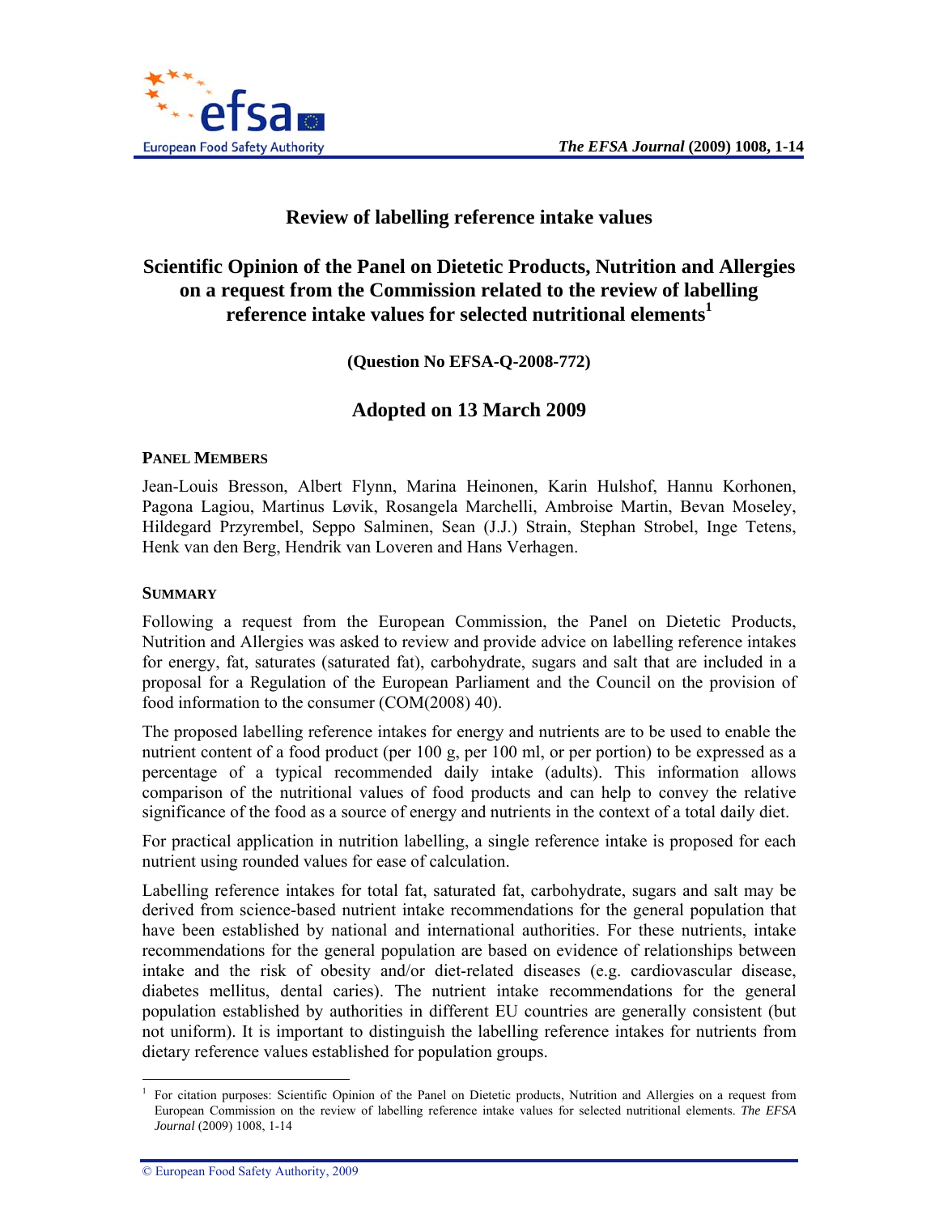# Review of labelling reference intake values

## Scientific Opinion of the Panel on Dietetic Products, Nutrition and Allergies on a request from the Commission related to the review of labelling reference intake values for selected nutritional elements[1]

**(Question No EFSA-Q-2008-772)**

## Adopted on 13 March 2009

### PANEL MEMBERS

Jean-Louis Bresson, Albert Flynn, Marina Heinonen, Karin Hulshof, Hannu Korhonen, Pagona Lagiou, Martinus Løvik, Rosangela Marchelli, Ambroise Martin, Bevan Moseley, Hildegard Przyrembel, Seppo Salminen, Sean (J.J.) Strain, Stephan Strobel, Inge Tetens, Henk van den Berg, Hendrik van Loveren and Hans Verhagen.

### SUMMARY

Following a request from the European Commission, the Panel on Dietetic Products, Nutrition and Allergies was asked to review and provide advice on labelling reference intakes for energy, fat, saturates (saturated fat), carbohydrate, sugars and salt that are included in a proposal for a Regulation of the European Parliament and the Council on the provision of food information to the consumer (COM(2008) 40).

The proposed labelling reference intakes for energy and nutrients are to be used to enable the nutrient content of a food product (per 100 g, per 100 ml, or per portion) to be expressed as a percentage of a typical recommended daily intake (adults). This information allows comparison of the nutritional values of food products and can help to convey the relative significance of the food as a source of energy and nutrients in the context of a total daily diet.

For practical application in nutrition labelling, a single reference intake is proposed for each nutrient using rounded values for ease of calculation.

Labelling reference intakes for total fat, saturated fat, carbohydrate, sugars and salt may be derived from science-based nutrient intake recommendations for the general population that have been established by national and international authorities. For these nutrients, intake recommendations for the general population are based on evidence of relationships between intake and the risk of obesity and/or diet-related diseases (e.g. cardiovascular disease, diabetes mellitus, dental caries). The nutrient intake recommendations for the general population established by authorities in different EU countries are generally consistent (but not uniform). It is important to distinguish the labelling reference intakes for nutrients from dietary reference values established for population groups.

---

[1] For citation purposes: Scientific Opinion of the Panel on Dietetic products, Nutrition and Allergies on a request from European Commission on the review of labelling reference intake values for selected nutritional elements. *The EFSA Journal* (2009) 1008, 1-14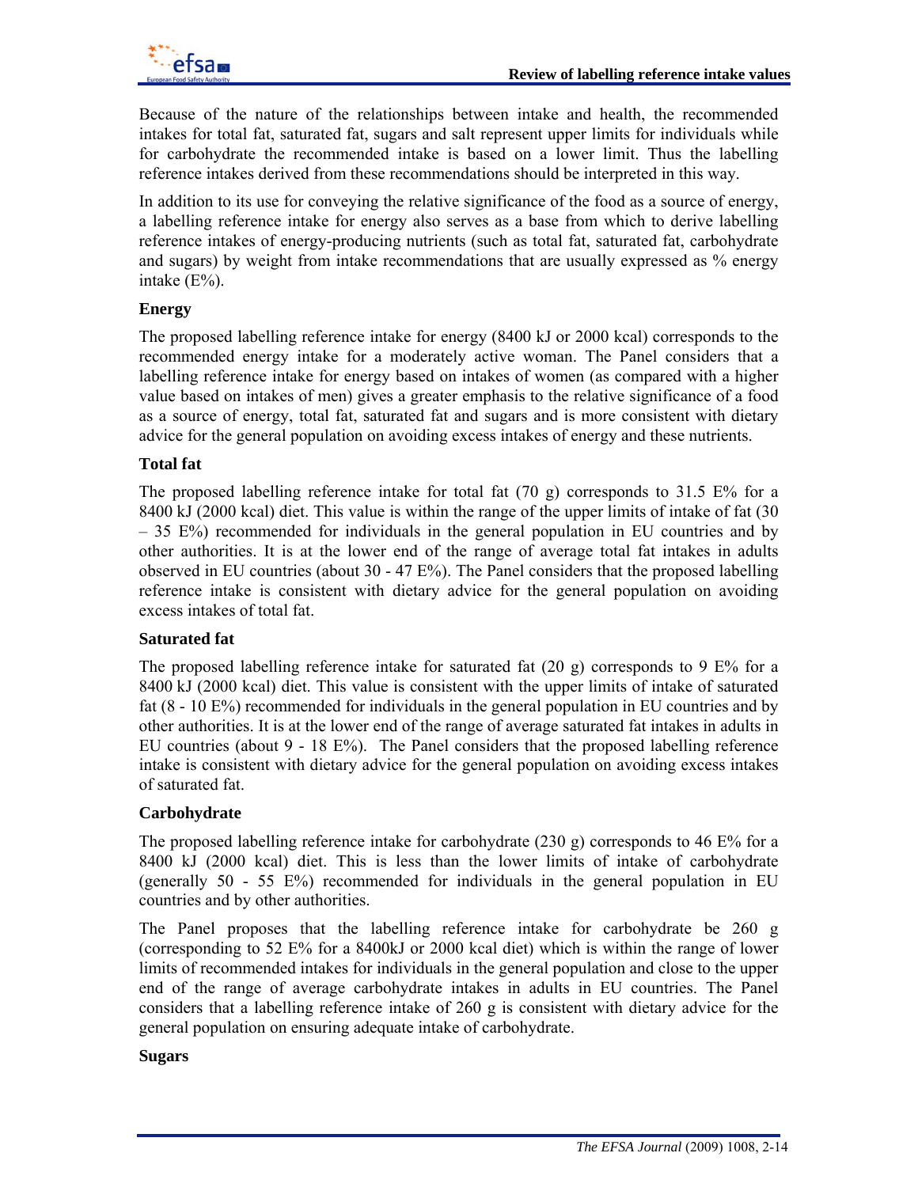Because of the nature of the relationships between intake and health, the recommended intakes for total fat, saturated fat, sugars and salt represent upper limits for individuals while for carbohydrate the recommended intake is based on a lower limit. Thus the labelling reference intakes derived from these recommendations should be interpreted in this way.

In addition to its use for conveying the relative significance of the food as a source of energy, a labelling reference intake for energy also serves as a base from which to derive labelling reference intakes of energy-producing nutrients (such as total fat, saturated fat, carbohydrate and sugars) by weight from intake recommendations that are usually expressed as % energy intake (E%).

**Energy**

The proposed labelling reference intake for energy (8400 kJ or 2000 kcal) corresponds to the recommended energy intake for a moderately active woman. The Panel considers that a labelling reference intake for energy based on intakes of women (as compared with a higher value based on intakes of men) gives a greater emphasis to the relative significance of a food as a source of energy, total fat, saturated fat and sugars and is more consistent with dietary advice for the general population on avoiding excess intakes of energy and these nutrients.

**Total fat**

The proposed labelling reference intake for total fat (70 g) corresponds to 31.5 E% for a 8400 kJ (2000 kcal) diet. This value is within the range of the upper limits of intake of fat (30 – 35 E%) recommended for individuals in the general population in EU countries and by other authorities. It is at the lower end of the range of average total fat intakes in adults observed in EU countries (about 30 - 47 E%). The Panel considers that the proposed labelling reference intake is consistent with dietary advice for the general population on avoiding excess intakes of total fat.

**Saturated fat**

The proposed labelling reference intake for saturated fat (20 g) corresponds to 9 E% for a 8400 kJ (2000 kcal) diet. This value is consistent with the upper limits of intake of saturated fat (8 - 10 E%) recommended for individuals in the general population in EU countries and by other authorities. It is at the lower end of the range of average saturated fat intakes in adults in EU countries (about 9 - 18 E%). The Panel considers that the proposed labelling reference intake is consistent with dietary advice for the general population on avoiding excess intakes of saturated fat.

**Carbohydrate**

The proposed labelling reference intake for carbohydrate (230 g) corresponds to 46 E% for a 8400 kJ (2000 kcal) diet. This is less than the lower limits of intake of carbohydrate (generally 50 - 55 E%) recommended for individuals in the general population in EU countries and by other authorities.

The Panel proposes that the labelling reference intake for carbohydrate be 260 g (corresponding to 52 E% for a 8400kJ or 2000 kcal diet) which is within the range of lower limits of recommended intakes for individuals in the general population and close to the upper end of the range of average carbohydrate intakes in adults in EU countries. The Panel considers that a labelling reference intake of 260 g is consistent with dietary advice for the general population on ensuring adequate intake of carbohydrate.

**Sugars**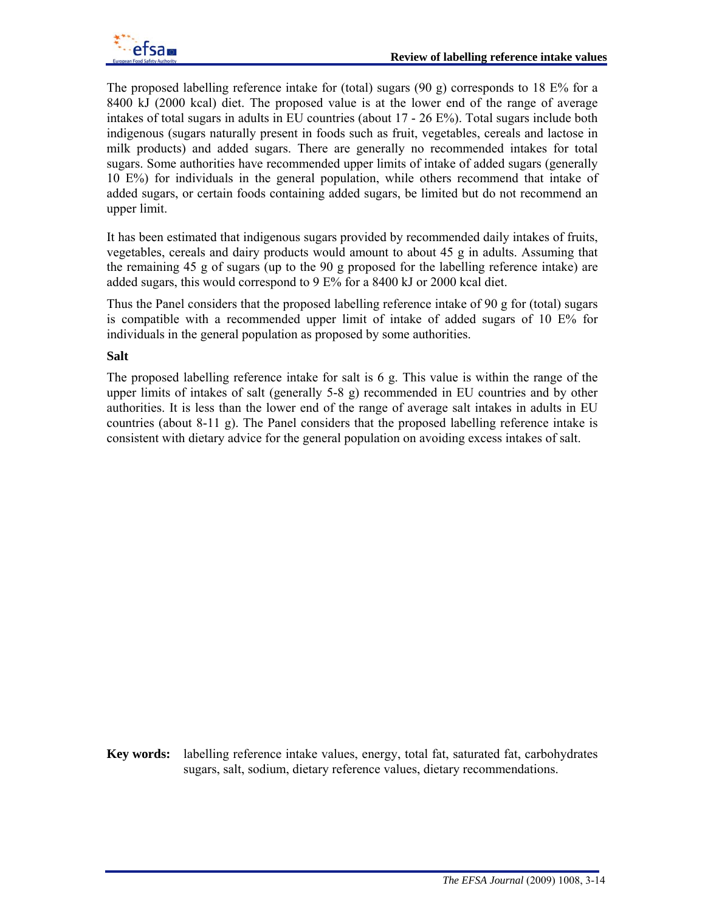The proposed labelling reference intake for (total) sugars (90 g) corresponds to 18 E% for a 8400 kJ (2000 kcal) diet. The proposed value is at the lower end of the range of average intakes of total sugars in adults in EU countries (about 17 - 26 E%). Total sugars include both indigenous (sugars naturally present in foods such as fruit, vegetables, cereals and lactose in milk products) and added sugars. There are generally no recommended intakes for total sugars. Some authorities have recommended upper limits of intake of added sugars (generally 10 E%) for individuals in the general population, while others recommend that intake of added sugars, or certain foods containing added sugars, be limited but do not recommend an upper limit.

It has been estimated that indigenous sugars provided by recommended daily intakes of fruits, vegetables, cereals and dairy products would amount to about 45 g in adults. Assuming that the remaining 45 g of sugars (up to the 90 g proposed for the labelling reference intake) are added sugars, this would correspond to 9 E% for a 8400 kJ or 2000 kcal diet.

Thus the Panel considers that the proposed labelling reference intake of 90 g for (total) sugars is compatible with a recommended upper limit of intake of added sugars of 10 E% for individuals in the general population as proposed by some authorities.

**Salt**

The proposed labelling reference intake for salt is 6 g. This value is within the range of the upper limits of intakes of salt (generally 5-8 g) recommended in EU countries and by other authorities. It is less than the lower end of the range of average salt intakes in adults in EU countries (about 8-11 g). The Panel considers that the proposed labelling reference intake is consistent with dietary advice for the general population on avoiding excess intakes of salt.

**Key words:** labelling reference intake values, energy, total fat, saturated fat, carbohydrates sugars, salt, sodium, dietary reference values, dietary recommendations.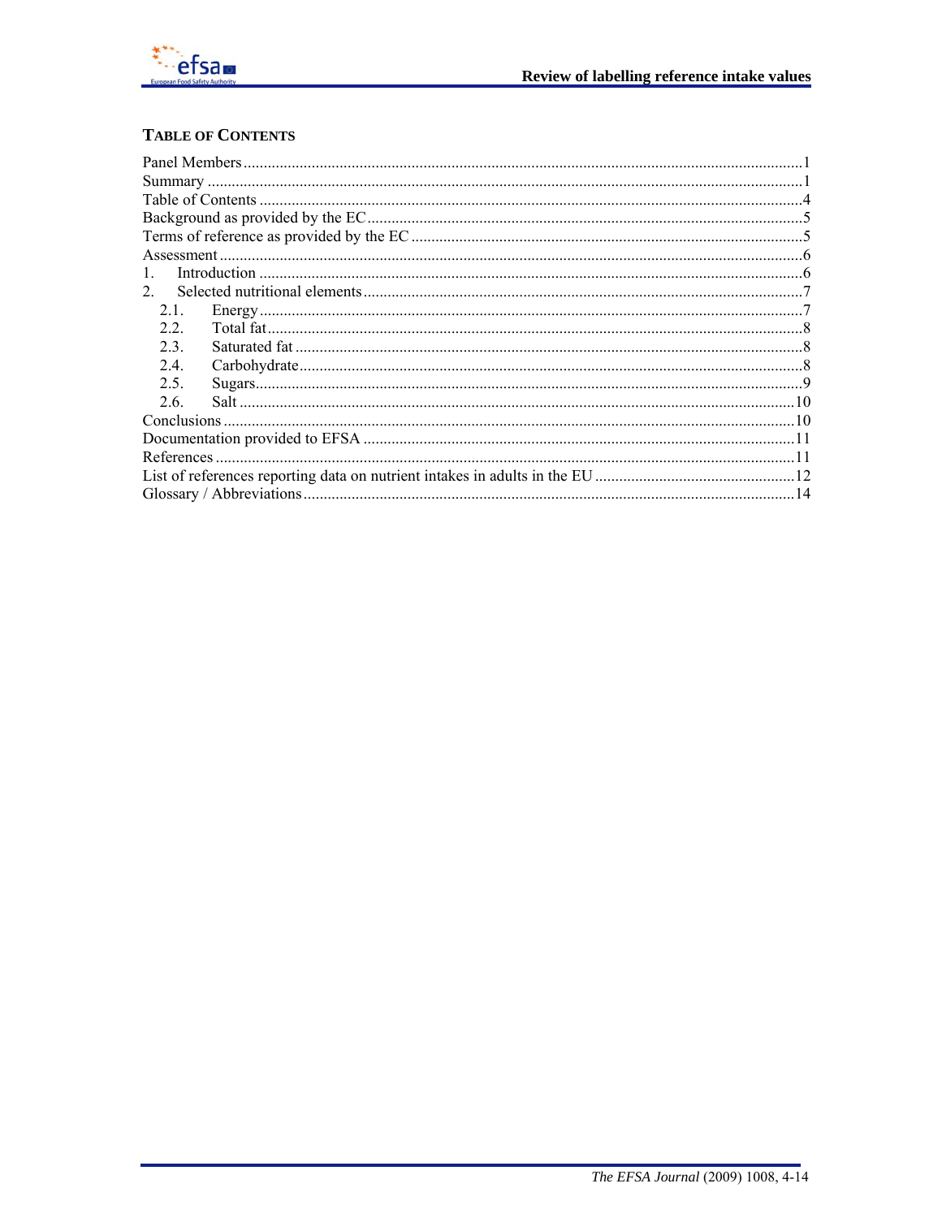## TABLE OF CONTENTS

Panel Members ........................................................................................................................................1
Summary ..................................................................................................................................................1
Table of Contents .....................................................................................................................................4
Background as provided by the EC..........................................................................................................5
Terms of reference as provided by the EC ...............................................................................................5
Assessment ...............................................................................................................................................6
1. Introduction .......................................................................................................................................6
2. Selected nutritional elements.............................................................................................................7
  2.1. Energy ........................................................................................................................................7
  2.2. Total fat ......................................................................................................................................8
  2.3. Saturated fat ...............................................................................................................................8
  2.4. Carbohydrate...............................................................................................................................8
  2.5. Sugars..........................................................................................................................................9
  2.6. Salt ............................................................................................................................................10
Conclusions ............................................................................................................................................10
Documentation provided to EFSA .........................................................................................................11
References ..............................................................................................................................................11
List of references reporting data on nutrient intakes in adults in the EU ..............................................12
Glossary / Abbreviations ........................................................................................................................14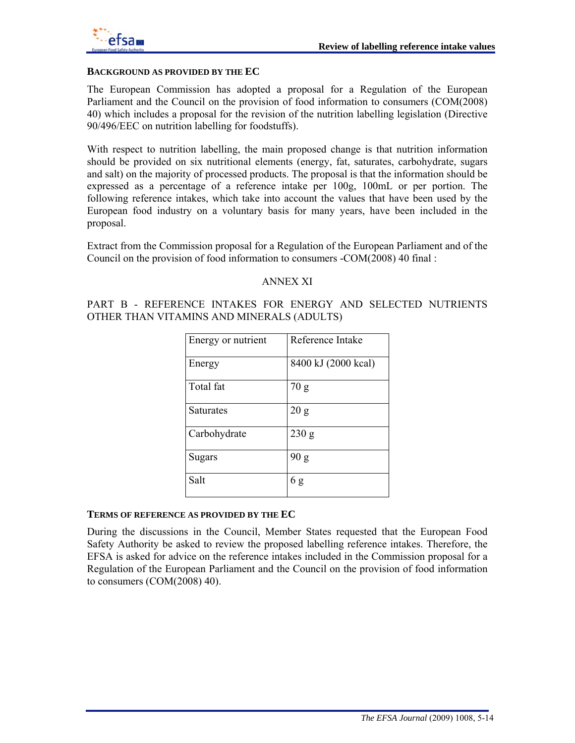## BACKGROUND AS PROVIDED BY THE EC

The European Commission has adopted a proposal for a Regulation of the European Parliament and the Council on the provision of food information to consumers (COM(2008) 40) which includes a proposal for the revision of the nutrition labelling legislation (Directive 90/496/EEC on nutrition labelling for foodstuffs).

With respect to nutrition labelling, the main proposed change is that nutrition information should be provided on six nutritional elements (energy, fat, saturates, carbohydrate, sugars and salt) on the majority of processed products. The proposal is that the information should be expressed as a percentage of a reference intake per 100g, 100mL or per portion. The following reference intakes, which take into account the values that have been used by the European food industry on a voluntary basis for many years, have been included in the proposal.

Extract from the Commission proposal for a Regulation of the European Parliament and of the Council on the provision of food information to consumers -COM(2008) 40 final :

ANNEX XI

PART B - REFERENCE INTAKES FOR ENERGY AND SELECTED NUTRIENTS OTHER THAN VITAMINS AND MINERALS (ADULTS)

| Energy or nutrient | Reference Intake |
|---|---|
| Energy | 8400 kJ (2000 kcal) |
| Total fat | 70 g |
| Saturates | 20 g |
| Carbohydrate | 230 g |
| Sugars | 90 g |
| Salt | 6 g |

## TERMS OF REFERENCE AS PROVIDED BY THE EC

During the discussions in the Council, Member States requested that the European Food Safety Authority be asked to review the proposed labelling reference intakes. Therefore, the EFSA is asked for advice on the reference intakes included in the Commission proposal for a Regulation of the European Parliament and the Council on the provision of food information to consumers (COM(2008) 40).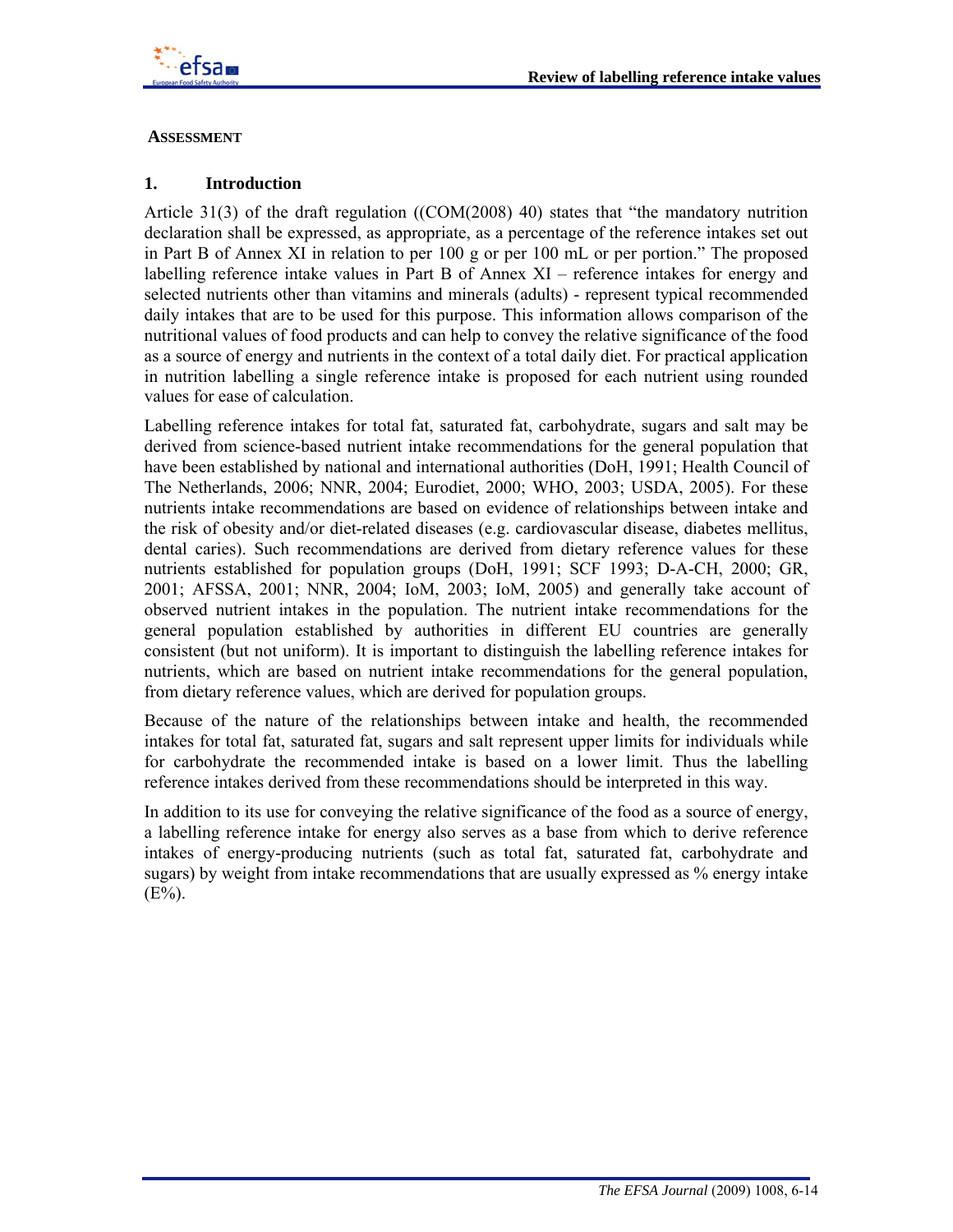**ASSESSMENT**

## 1. Introduction

Article 31(3) of the draft regulation ((COM(2008) 40) states that "the mandatory nutrition declaration shall be expressed, as appropriate, as a percentage of the reference intakes set out in Part B of Annex XI in relation to per 100 g or per 100 mL or per portion." The proposed labelling reference intake values in Part B of Annex XI – reference intakes for energy and selected nutrients other than vitamins and minerals (adults) - represent typical recommended daily intakes that are to be used for this purpose. This information allows comparison of the nutritional values of food products and can help to convey the relative significance of the food as a source of energy and nutrients in the context of a total daily diet. For practical application in nutrition labelling a single reference intake is proposed for each nutrient using rounded values for ease of calculation.

Labelling reference intakes for total fat, saturated fat, carbohydrate, sugars and salt may be derived from science-based nutrient intake recommendations for the general population that have been established by national and international authorities (DoH, 1991; Health Council of The Netherlands, 2006; NNR, 2004; Eurodiet, 2000; WHO, 2003; USDA, 2005). For these nutrients intake recommendations are based on evidence of relationships between intake and the risk of obesity and/or diet-related diseases (e.g. cardiovascular disease, diabetes mellitus, dental caries). Such recommendations are derived from dietary reference values for these nutrients established for population groups (DoH, 1991; SCF 1993; D-A-CH, 2000; GR, 2001; AFSSA, 2001; NNR, 2004; IoM, 2003; IoM, 2005) and generally take account of observed nutrient intakes in the population. The nutrient intake recommendations for the general population established by authorities in different EU countries are generally consistent (but not uniform). It is important to distinguish the labelling reference intakes for nutrients, which are based on nutrient intake recommendations for the general population, from dietary reference values, which are derived for population groups.

Because of the nature of the relationships between intake and health, the recommended intakes for total fat, saturated fat, sugars and salt represent upper limits for individuals while for carbohydrate the recommended intake is based on a lower limit. Thus the labelling reference intakes derived from these recommendations should be interpreted in this way.

In addition to its use for conveying the relative significance of the food as a source of energy, a labelling reference intake for energy also serves as a base from which to derive reference intakes of energy-producing nutrients (such as total fat, saturated fat, carbohydrate and sugars) by weight from intake recommendations that are usually expressed as % energy intake (E%).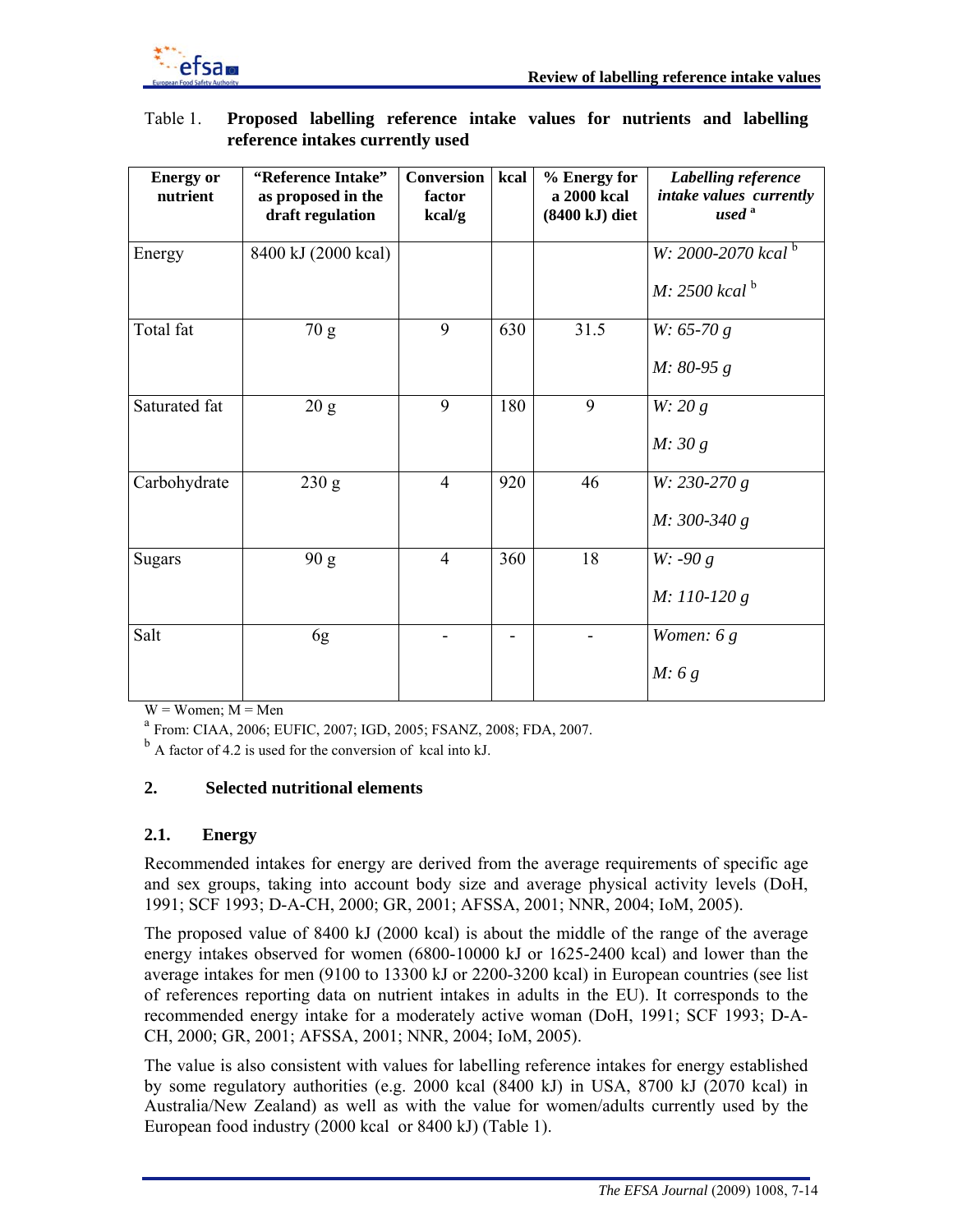Table 1. **Proposed labelling reference intake values for nutrients and labelling reference intakes currently used**

| Energy or nutrient | "Reference Intake" as proposed in the draft regulation | Conversion factor kcal/g | kcal | % Energy for a 2000 kcal (8400 kJ) diet | *Labelling reference intake values currently used* [a] |
|---|---|---|---|---|---|
| Energy | 8400 kJ (2000 kcal) | | | | *W: 2000-2070 kcal* [b] <br> *M: 2500 kcal* [b] |
| Total fat | 70 g | 9 | 630 | 31.5 | *W: 65-70 g* <br> *M: 80-95 g* |
| Saturated fat | 20 g | 9 | 180 | 9 | *W: 20 g* <br> *M: 30 g* |
| Carbohydrate | 230 g | 4 | 920 | 46 | *W: 230-270 g* <br> *M: 300-340 g* |
| Sugars | 90 g | 4 | 360 | 18 | *W: -90 g* <br> *M: 110-120 g* |
| Salt | 6g | - | - | - | *Women: 6 g* <br> *M: 6 g* |

W = Women; M = Men

[a] From: CIAA, 2006; EUFIC, 2007; IGD, 2005; FSANZ, 2008; FDA, 2007.

[b] A factor of 4.2 is used for the conversion of kcal into kJ.

## 2. Selected nutritional elements

### 2.1. Energy

Recommended intakes for energy are derived from the average requirements of specific age and sex groups, taking into account body size and average physical activity levels (DoH, 1991; SCF 1993; D-A-CH, 2000; GR, 2001; AFSSA, 2001; NNR, 2004; IoM, 2005).

The proposed value of 8400 kJ (2000 kcal) is about the middle of the range of the average energy intakes observed for women (6800-10000 kJ or 1625-2400 kcal) and lower than the average intakes for men (9100 to 13300 kJ or 2200-3200 kcal) in European countries (see list of references reporting data on nutrient intakes in adults in the EU). It corresponds to the recommended energy intake for a moderately active woman (DoH, 1991; SCF 1993; D-A-CH, 2000; GR, 2001; AFSSA, 2001; NNR, 2004; IoM, 2005).

The value is also consistent with values for labelling reference intakes for energy established by some regulatory authorities (e.g. 2000 kcal (8400 kJ) in USA, 8700 kJ (2070 kcal) in Australia/New Zealand) as well as with the value for women/adults currently used by the European food industry (2000 kcal or 8400 kJ) (Table 1).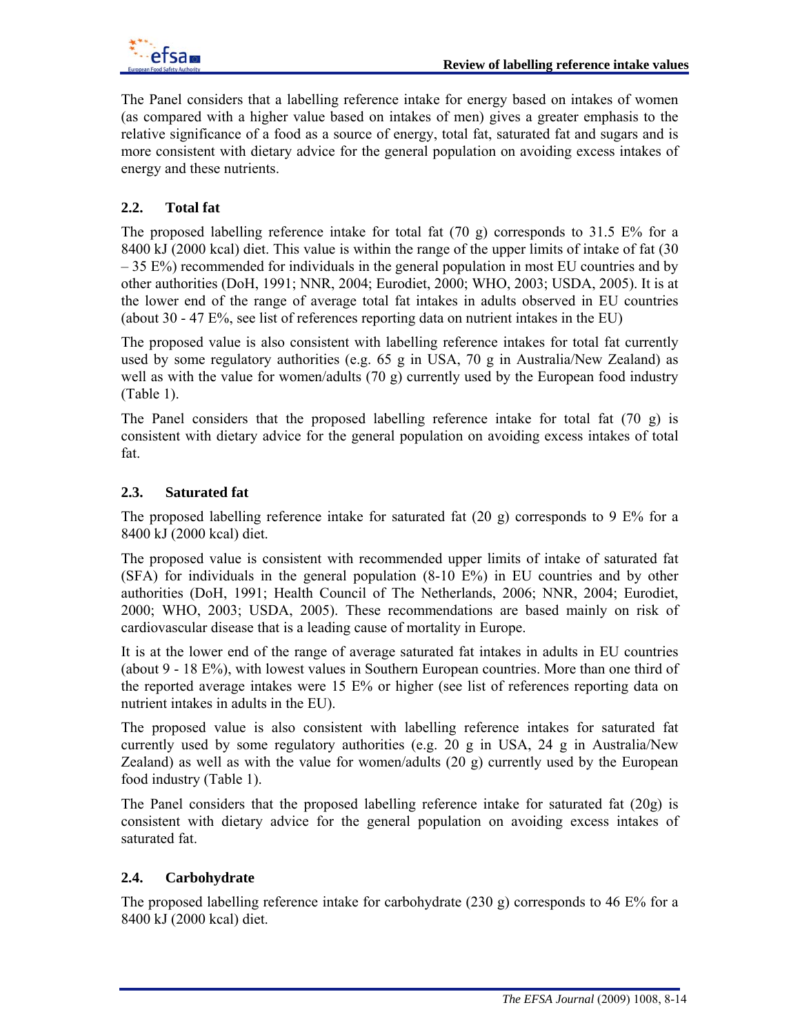The Panel considers that a labelling reference intake for energy based on intakes of women (as compared with a higher value based on intakes of men) gives a greater emphasis to the relative significance of a food as a source of energy, total fat, saturated fat and sugars and is more consistent with dietary advice for the general population on avoiding excess intakes of energy and these nutrients.

## 2.2. Total fat

The proposed labelling reference intake for total fat (70 g) corresponds to 31.5 E% for a 8400 kJ (2000 kcal) diet. This value is within the range of the upper limits of intake of fat (30 – 35 E%) recommended for individuals in the general population in most EU countries and by other authorities (DoH, 1991; NNR, 2004; Eurodiet, 2000; WHO, 2003; USDA, 2005). It is at the lower end of the range of average total fat intakes in adults observed in EU countries (about 30 - 47 E%, see list of references reporting data on nutrient intakes in the EU)

The proposed value is also consistent with labelling reference intakes for total fat currently used by some regulatory authorities (e.g. 65 g in USA, 70 g in Australia/New Zealand) as well as with the value for women/adults (70 g) currently used by the European food industry (Table 1).

The Panel considers that the proposed labelling reference intake for total fat (70 g) is consistent with dietary advice for the general population on avoiding excess intakes of total fat.

## 2.3. Saturated fat

The proposed labelling reference intake for saturated fat (20 g) corresponds to 9 E% for a 8400 kJ (2000 kcal) diet.

The proposed value is consistent with recommended upper limits of intake of saturated fat (SFA) for individuals in the general population (8-10 E%) in EU countries and by other authorities (DoH, 1991; Health Council of The Netherlands, 2006; NNR, 2004; Eurodiet, 2000; WHO, 2003; USDA, 2005). These recommendations are based mainly on risk of cardiovascular disease that is a leading cause of mortality in Europe.

It is at the lower end of the range of average saturated fat intakes in adults in EU countries (about 9 - 18 E%), with lowest values in Southern European countries. More than one third of the reported average intakes were 15 E% or higher (see list of references reporting data on nutrient intakes in adults in the EU).

The proposed value is also consistent with labelling reference intakes for saturated fat currently used by some regulatory authorities (e.g. 20 g in USA, 24 g in Australia/New Zealand) as well as with the value for women/adults (20 g) currently used by the European food industry (Table 1).

The Panel considers that the proposed labelling reference intake for saturated fat (20g) is consistent with dietary advice for the general population on avoiding excess intakes of saturated fat.

## 2.4. Carbohydrate

The proposed labelling reference intake for carbohydrate (230 g) corresponds to 46 E% for a 8400 kJ (2000 kcal) diet.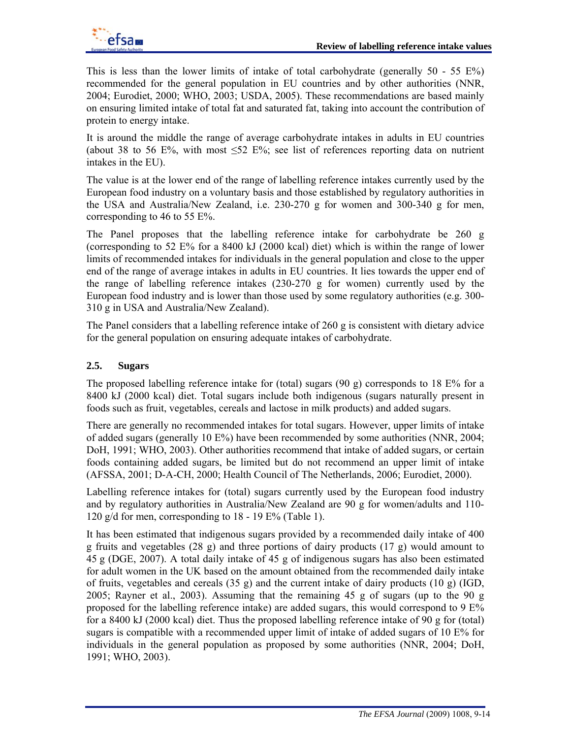This is less than the lower limits of intake of total carbohydrate (generally 50 - 55 E%) recommended for the general population in EU countries and by other authorities (NNR, 2004; Eurodiet, 2000; WHO, 2003; USDA, 2005). These recommendations are based mainly on ensuring limited intake of total fat and saturated fat, taking into account the contribution of protein to energy intake.

It is around the middle the range of average carbohydrate intakes in adults in EU countries (about 38 to 56 E%, with most ≤52 E%; see list of references reporting data on nutrient intakes in the EU).

The value is at the lower end of the range of labelling reference intakes currently used by the European food industry on a voluntary basis and those established by regulatory authorities in the USA and Australia/New Zealand, i.e. 230-270 g for women and 300-340 g for men, corresponding to 46 to 55 E%.

The Panel proposes that the labelling reference intake for carbohydrate be 260 g (corresponding to 52 E% for a 8400 kJ (2000 kcal) diet) which is within the range of lower limits of recommended intakes for individuals in the general population and close to the upper end of the range of average intakes in adults in EU countries. It lies towards the upper end of the range of labelling reference intakes (230-270 g for women) currently used by the European food industry and is lower than those used by some regulatory authorities (e.g. 300-310 g in USA and Australia/New Zealand).

The Panel considers that a labelling reference intake of 260 g is consistent with dietary advice for the general population on ensuring adequate intakes of carbohydrate.

## 2.5. Sugars

The proposed labelling reference intake for (total) sugars (90 g) corresponds to 18 E% for a 8400 kJ (2000 kcal) diet. Total sugars include both indigenous (sugars naturally present in foods such as fruit, vegetables, cereals and lactose in milk products) and added sugars.

There are generally no recommended intakes for total sugars. However, upper limits of intake of added sugars (generally 10 E%) have been recommended by some authorities (NNR, 2004; DoH, 1991; WHO, 2003). Other authorities recommend that intake of added sugars, or certain foods containing added sugars, be limited but do not recommend an upper limit of intake (AFSSA, 2001; D-A-CH, 2000; Health Council of The Netherlands, 2006; Eurodiet, 2000).

Labelling reference intakes for (total) sugars currently used by the European food industry and by regulatory authorities in Australia/New Zealand are 90 g for women/adults and 110-120 g/d for men, corresponding to 18 - 19 E% (Table 1).

It has been estimated that indigenous sugars provided by a recommended daily intake of 400 g fruits and vegetables (28 g) and three portions of dairy products (17 g) would amount to 45 g (DGE, 2007). A total daily intake of 45 g of indigenous sugars has also been estimated for adult women in the UK based on the amount obtained from the recommended daily intake of fruits, vegetables and cereals (35 g) and the current intake of dairy products (10 g) (IGD, 2005; Rayner et al., 2003). Assuming that the remaining 45 g of sugars (up to the 90 g proposed for the labelling reference intake) are added sugars, this would correspond to 9 E% for a 8400 kJ (2000 kcal) diet. Thus the proposed labelling reference intake of 90 g for (total) sugars is compatible with a recommended upper limit of intake of added sugars of 10 E% for individuals in the general population as proposed by some authorities (NNR, 2004; DoH, 1991; WHO, 2003).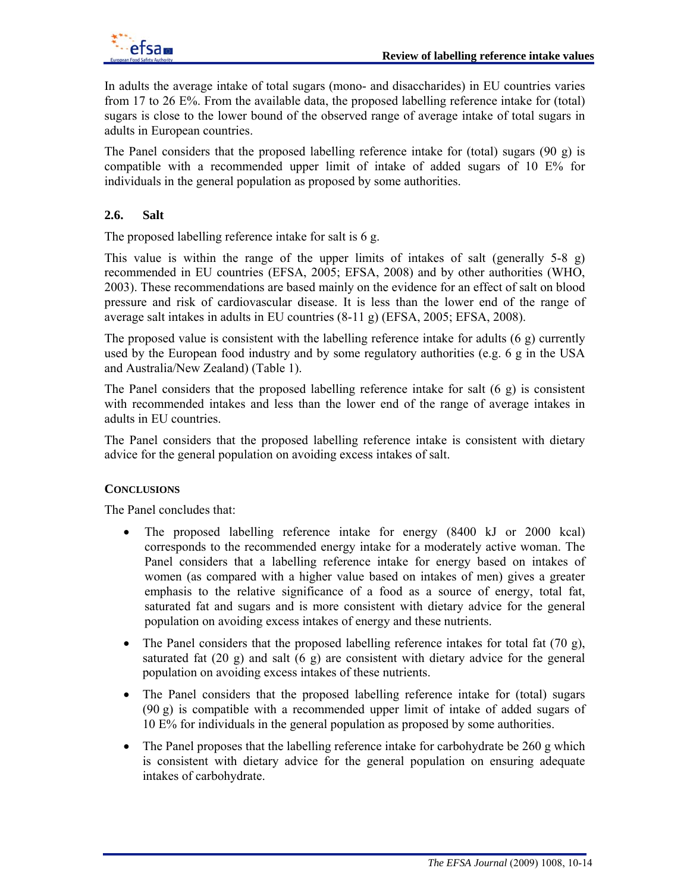In adults the average intake of total sugars (mono- and disaccharides) in EU countries varies from 17 to 26 E%. From the available data, the proposed labelling reference intake for (total) sugars is close to the lower bound of the observed range of average intake of total sugars in adults in European countries.

The Panel considers that the proposed labelling reference intake for (total) sugars (90 g) is compatible with a recommended upper limit of intake of added sugars of 10 E% for individuals in the general population as proposed by some authorities.

### 2.6. Salt

The proposed labelling reference intake for salt is 6 g.

This value is within the range of the upper limits of intakes of salt (generally 5-8 g) recommended in EU countries (EFSA, 2005; EFSA, 2008) and by other authorities (WHO, 2003). These recommendations are based mainly on the evidence for an effect of salt on blood pressure and risk of cardiovascular disease. It is less than the lower end of the range of average salt intakes in adults in EU countries (8-11 g) (EFSA, 2005; EFSA, 2008).

The proposed value is consistent with the labelling reference intake for adults (6 g) currently used by the European food industry and by some regulatory authorities (e.g. 6 g in the USA and Australia/New Zealand) (Table 1).

The Panel considers that the proposed labelling reference intake for salt (6 g) is consistent with recommended intakes and less than the lower end of the range of average intakes in adults in EU countries.

The Panel considers that the proposed labelling reference intake is consistent with dietary advice for the general population on avoiding excess intakes of salt.

## Conclusions

The Panel concludes that:

- The proposed labelling reference intake for energy (8400 kJ or 2000 kcal) corresponds to the recommended energy intake for a moderately active woman. The Panel considers that a labelling reference intake for energy based on intakes of women (as compared with a higher value based on intakes of men) gives a greater emphasis to the relative significance of a food as a source of energy, total fat, saturated fat and sugars and is more consistent with dietary advice for the general population on avoiding excess intakes of energy and these nutrients.
- The Panel considers that the proposed labelling reference intakes for total fat (70 g), saturated fat (20 g) and salt (6 g) are consistent with dietary advice for the general population on avoiding excess intakes of these nutrients.
- The Panel considers that the proposed labelling reference intake for (total) sugars (90 g) is compatible with a recommended upper limit of intake of added sugars of 10 E% for individuals in the general population as proposed by some authorities.
- The Panel proposes that the labelling reference intake for carbohydrate be 260 g which is consistent with dietary advice for the general population on ensuring adequate intakes of carbohydrate.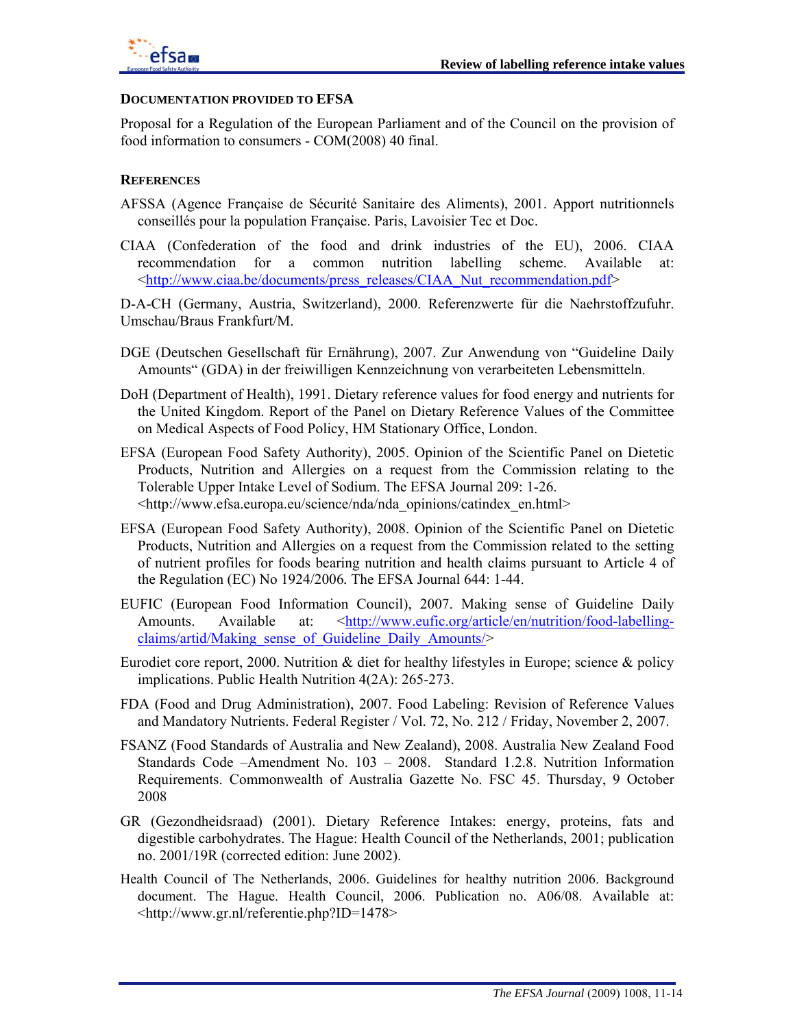### DOCUMENTATION PROVIDED TO EFSA

Proposal for a Regulation of the European Parliament and of the Council on the provision of food information to consumers - COM(2008) 40 final.

### REFERENCES

AFSSA (Agence Française de Sécurité Sanitaire des Aliments), 2001. Apport nutritionnels conseillés pour la population Française. Paris, Lavoisier Tec et Doc.

CIAA (Confederation of the food and drink industries of the EU), 2006. CIAA recommendation for a common nutrition labelling scheme. Available at: <http://www.ciaa.be/documents/press_releases/CIAA_Nut_recommendation.pdf>

D-A-CH (Germany, Austria, Switzerland), 2000. Referenzwerte für die Naehrstoffzufuhr. Umschau/Braus Frankfurt/M.

DGE (Deutschen Gesellschaft für Ernährung), 2007. Zur Anwendung von "Guideline Daily Amounts" (GDA) in der freiwilligen Kennzeichnung von verarbeiteten Lebensmitteln.

DoH (Department of Health), 1991. Dietary reference values for food energy and nutrients for the United Kingdom. Report of the Panel on Dietary Reference Values of the Committee on Medical Aspects of Food Policy, HM Stationary Office, London.

EFSA (European Food Safety Authority), 2005. Opinion of the Scientific Panel on Dietetic Products, Nutrition and Allergies on a request from the Commission relating to the Tolerable Upper Intake Level of Sodium. The EFSA Journal 209: 1-26. <http://www.efsa.europa.eu/science/nda/nda_opinions/catindex_en.html>

EFSA (European Food Safety Authority), 2008. Opinion of the Scientific Panel on Dietetic Products, Nutrition and Allergies on a request from the Commission related to the setting of nutrient profiles for foods bearing nutrition and health claims pursuant to Article 4 of the Regulation (EC) No 1924/2006. The EFSA Journal 644: 1-44.

EUFIC (European Food Information Council), 2007. Making sense of Guideline Daily Amounts. Available at: <http://www.eufic.org/article/en/nutrition/food-labelling-claims/artid/Making_sense_of_Guideline_Daily_Amounts/>

Eurodiet core report, 2000. Nutrition & diet for healthy lifestyles in Europe; science & policy implications. Public Health Nutrition 4(2A): 265-273.

FDA (Food and Drug Administration), 2007. Food Labeling: Revision of Reference Values and Mandatory Nutrients. Federal Register / Vol. 72, No. 212 / Friday, November 2, 2007.

FSANZ (Food Standards of Australia and New Zealand), 2008. Australia New Zealand Food Standards Code –Amendment No. 103 – 2008. Standard 1.2.8. Nutrition Information Requirements. Commonwealth of Australia Gazette No. FSC 45. Thursday, 9 October 2008

GR (Gezondheidsraad) (2001). Dietary Reference Intakes: energy, proteins, fats and digestible carbohydrates. The Hague: Health Council of the Netherlands, 2001; publication no. 2001/19R (corrected edition: June 2002).

Health Council of The Netherlands, 2006. Guidelines for healthy nutrition 2006. Background document. The Hague. Health Council, 2006. Publication no. A06/08. Available at: <http://www.gr.nl/referentie.php?ID=1478>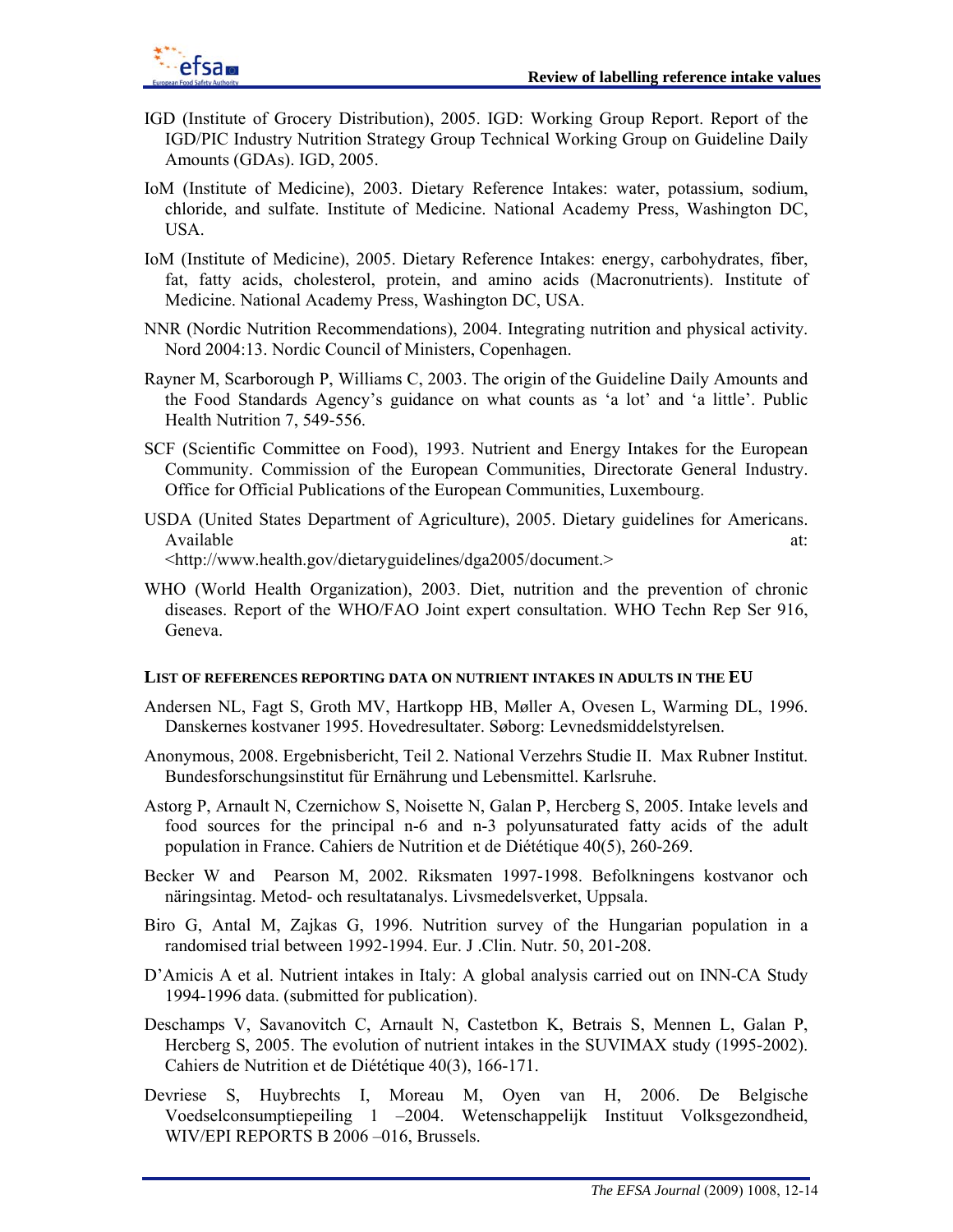IGD (Institute of Grocery Distribution), 2005. IGD: Working Group Report. Report of the IGD/PIC Industry Nutrition Strategy Group Technical Working Group on Guideline Daily Amounts (GDAs). IGD, 2005.

IoM (Institute of Medicine), 2003. Dietary Reference Intakes: water, potassium, sodium, chloride, and sulfate. Institute of Medicine. National Academy Press, Washington DC, USA.

IoM (Institute of Medicine), 2005. Dietary Reference Intakes: energy, carbohydrates, fiber, fat, fatty acids, cholesterol, protein, and amino acids (Macronutrients). Institute of Medicine. National Academy Press, Washington DC, USA.

NNR (Nordic Nutrition Recommendations), 2004. Integrating nutrition and physical activity. Nord 2004:13. Nordic Council of Ministers, Copenhagen.

Rayner M, Scarborough P, Williams C, 2003. The origin of the Guideline Daily Amounts and the Food Standards Agency's guidance on what counts as 'a lot' and 'a little'. Public Health Nutrition 7, 549-556.

SCF (Scientific Committee on Food), 1993. Nutrient and Energy Intakes for the European Community. Commission of the European Communities, Directorate General Industry. Office for Official Publications of the European Communities, Luxembourg.

USDA (United States Department of Agriculture), 2005. Dietary guidelines for Americans. Available at: <http://www.health.gov/dietaryguidelines/dga2005/document.>

WHO (World Health Organization), 2003. Diet, nutrition and the prevention of chronic diseases. Report of the WHO/FAO Joint expert consultation. WHO Techn Rep Ser 916, Geneva.

#### LIST OF REFERENCES REPORTING DATA ON NUTRIENT INTAKES IN ADULTS IN THE EU

Andersen NL, Fagt S, Groth MV, Hartkopp HB, Møller A, Ovesen L, Warming DL, 1996. Danskernes kostvaner 1995. Hovedresultater. Søborg: Levnedsmiddelstyrelsen.

Anonymous, 2008. Ergebnisbericht, Teil 2. National Verzehrs Studie II. Max Rubner Institut. Bundesforschungsinstitut für Ernährung und Lebensmittel. Karlsruhe.

Astorg P, Arnault N, Czernichow S, Noisette N, Galan P, Hercberg S, 2005. Intake levels and food sources for the principal n-6 and n-3 polyunsaturated fatty acids of the adult population in France. Cahiers de Nutrition et de Diététique 40(5), 260-269.

Becker W and Pearson M, 2002. Riksmaten 1997-1998. Befolkningens kostvanor och näringsintag. Metod- och resultatanalys. Livsmedelsverket, Uppsala.

Biro G, Antal M, Zajkas G, 1996. Nutrition survey of the Hungarian population in a randomised trial between 1992-1994. Eur. J .Clin. Nutr. 50, 201-208.

D'Amicis A et al. Nutrient intakes in Italy: A global analysis carried out on INN-CA Study 1994-1996 data. (submitted for publication).

Deschamps V, Savanovitch C, Arnault N, Castetbon K, Betrais S, Mennen L, Galan P, Hercberg S, 2005. The evolution of nutrient intakes in the SUVIMAX study (1995-2002). Cahiers de Nutrition et de Diététique 40(3), 166-171.

Devriese S, Huybrechts I, Moreau M, Oyen van H, 2006. De Belgische Voedselconsumptiepeiling 1 –2004. Wetenschappelijk Instituut Volksgezondheid, WIV/EPI REPORTS B 2006 –016, Brussels.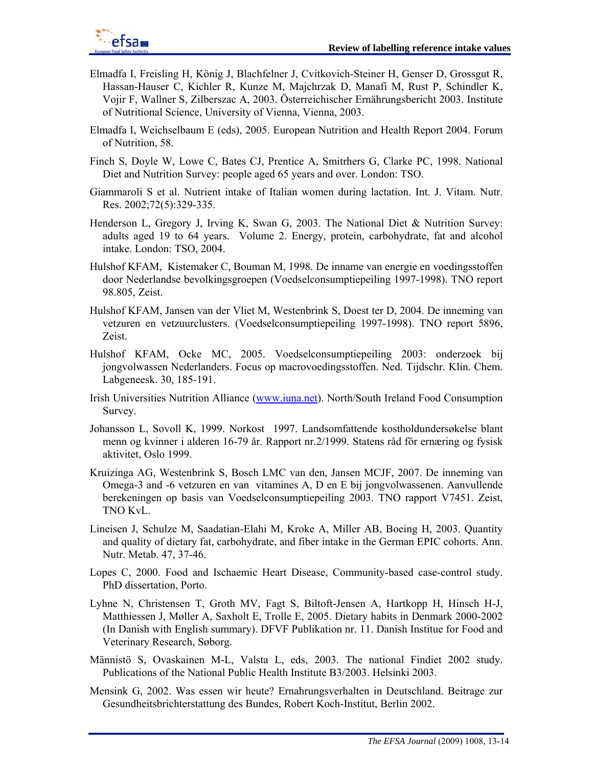Elmadfa I, Freisling H, König J, Blachfelner J, Cvitkovich-Steiner H, Genser D, Grossgut R, Hassan-Hauser C, Kichler R, Kunze M, Majchrzak D, Manafi M, Rust P, Schindler K, Vojir F, Wallner S, Zilberszac A, 2003. Österreichischer Ernährungsbericht 2003. Institute of Nutritional Science, University of Vienna, Vienna, 2003.

Elmadfa I, Weichselbaum E (eds), 2005. European Nutrition and Health Report 2004. Forum of Nutrition, 58.

Finch S, Doyle W, Lowe C, Bates CJ, Prentice A, Smitrhers G, Clarke PC, 1998. National Diet and Nutrition Survey: people aged 65 years and over. London: TSO.

Giammaroli S et al. Nutrient intake of Italian women during lactation. Int. J. Vitam. Nutr. Res. 2002;72(5):329-335.

Henderson L, Gregory J, Irving K, Swan G, 2003. The National Diet & Nutrition Survey: adults aged 19 to 64 years. Volume 2. Energy, protein, carbohydrate, fat and alcohol intake. London: TSO, 2004.

Hulshof KFAM, Kistemaker C, Bouman M, 1998. De inname van energie en voedingsstoffen door Nederlandse bevolkingsgroepen (Voedselconsumptiepeiling 1997-1998). TNO report 98.805, Zeist.

Hulshof KFAM, Jansen van der Vliet M, Westenbrink S, Doest ter D, 2004. De inneming van vetzuren en vetzuurclusters. (Voedselconsumptiepeiling 1997-1998). TNO report 5896, Zeist.

Hulshof KFAM, Ocke MC, 2005. Voedselconsumptiepeiling 2003: onderzoek bij jongvolwassen Nederlanders. Focus op macrovoedingsstoffen. Ned. Tijdschr. Klin. Chem. Labgeneesk. 30, 185-191.

Irish Universities Nutrition Alliance (www.iuna.net). North/South Ireland Food Consumption Survey.

Johansson L, Sovoll K, 1999. Norkost 1997. Landsomfattende kostholdundersøkelse blant menn og kvinner i alderen 16-79 år. Rapport nr.2/1999. Statens råd för ernæring og fysisk aktivitet, Oslo 1999.

Kruizinga AG, Westenbrink S, Bosch LMC van den, Jansen MCJF, 2007. De inneming van Omega-3 and -6 vetzuren en van vitamines A, D en E bij jongvolwassenen. Aanvullende berekeningen op basis van Voedselconsumptiepeiling 2003. TNO rapport V7451. Zeist, TNO KvL.

Lineisen J, Schulze M, Saadatian-Elahi M, Kroke A, Miller AB, Boeing H, 2003. Quantity and quality of dietary fat, carbohydrate, and fiber intake in the German EPIC cohorts. Ann. Nutr. Metab. 47, 37-46.

Lopes C, 2000. Food and Ischaemic Heart Disease, Community-based case-control study. PhD dissertation, Porto.

Lyhne N, Christensen T, Groth MV, Fagt S, Biltoft-Jensen A, Hartkopp H, Hinsch H-J, Matthiessen J, Møller A, Saxholt E, Trolle E, 2005. Dietary habits in Denmark 2000-2002 (In Danish with English summary). DFVF Publikation nr. 11. Danish Institue for Food and Veterinary Research, Søborg.

Männistö S, Ovaskainen M-L, Valsta L, eds, 2003. The national Findiet 2002 study. Publications of the National Public Health Institute B3/2003. Helsinki 2003.

Mensink G, 2002. Was essen wir heute? Ernahrungsverhalten in Deutschland. Beitrage zur Gesundheitsbrichterstattung des Bundes, Robert Koch-Institut, Berlin 2002.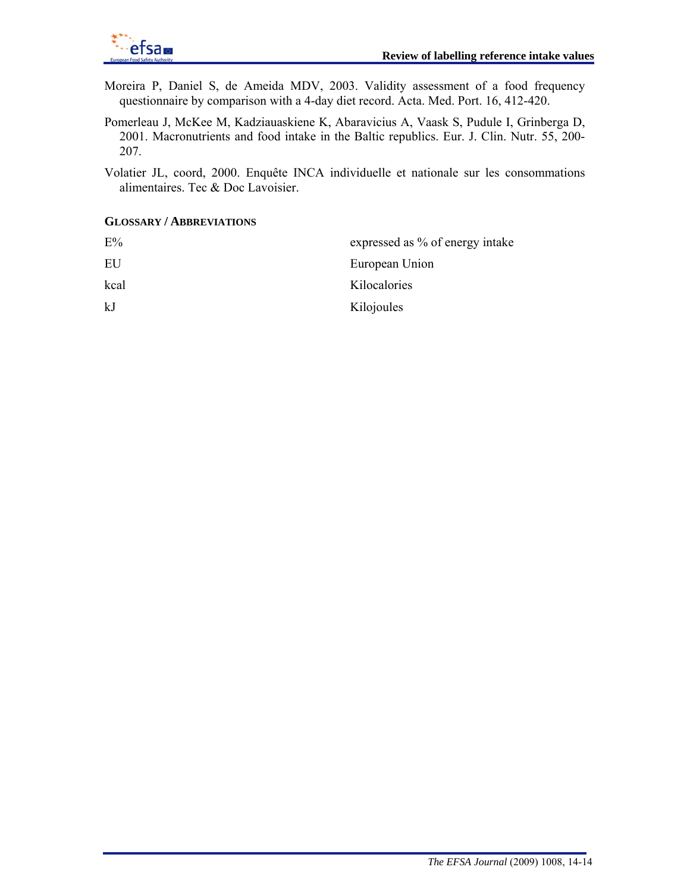Moreira P, Daniel S, de Ameida MDV, 2003. Validity assessment of a food frequency questionnaire by comparison with a 4-day diet record. Acta. Med. Port. 16, 412-420.

Pomerleau J, McKee M, Kadziauaskiene K, Abaravicius A, Vaask S, Pudule I, Grinberga D, 2001. Macronutrients and food intake in the Baltic republics. Eur. J. Clin. Nutr. 55, 200-207.

Volatier JL, coord, 2000. Enquête INCA individuelle et nationale sur les consommations alimentaires. Tec & Doc Lavoisier.

### GLOSSARY / ABBREVIATIONS

| | |
|---|---|
| E% | expressed as % of energy intake |
| EU | European Union |
| kcal | Kilocalories |
| kJ | Kilojoules |